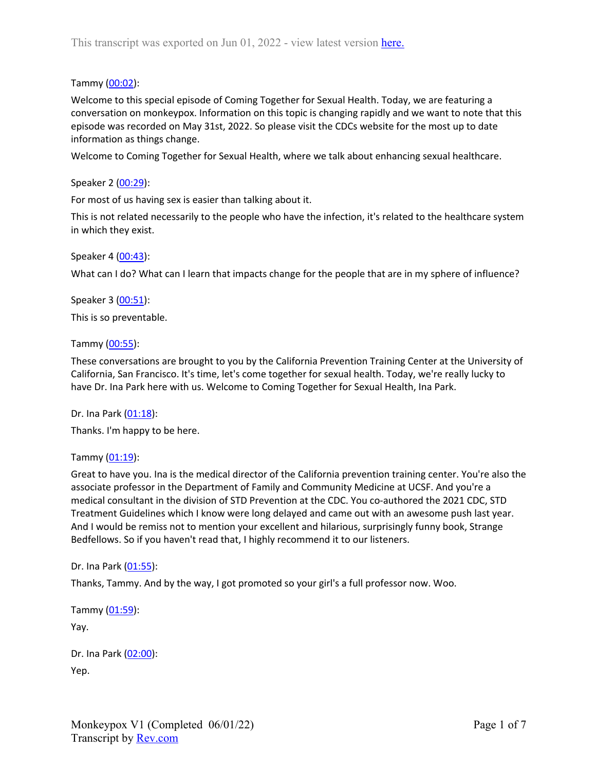This transcript was exported on Jun 01, 2022 - view latest version [here.](#)

Tammy ([00:02](#)):

Welcome to this special episode of Coming Together for Sexual Health. Today, we are featuring a conversation on monkeypox. Information on this topic is changing rapidly and we want to note that this episode was recorded on May 31st, 2022. So please visit the CDCs website for the most up to date information as things change.

Welcome to Coming Together for Sexual Health, where we talk about enhancing sexual healthcare.

Speaker 2 ([00:29](#)):

For most of us having sex is easier than talking about it.

This is not related necessarily to the people who have the infection, it's related to the healthcare system in which they exist.

Speaker 4 ([00:43](#)):

What can I do? What can I learn that impacts change for the people that are in my sphere of influence?

Speaker 3 ([00:51](#)):

This is so preventable.

Tammy ([00:55](#)):

These conversations are brought to you by the California Prevention Training Center at the University of California, San Francisco. It's time, let's come together for sexual health. Today, we're really lucky to have Dr. Ina Park here with us. Welcome to Coming Together for Sexual Health, Ina Park.

Dr. Ina Park ([01:18](#)):

Thanks. I'm happy to be here.

Tammy ([01:19](#)):

Great to have you. Ina is the medical director of the California prevention training center. You're also the associate professor in the Department of Family and Community Medicine at UCSF. And you're a medical consultant in the division of STD Prevention at the CDC. You co-authored the 2021 CDC, STD Treatment Guidelines which I know were long delayed and came out with an awesome push last year. And I would be remiss not to mention your excellent and hilarious, surprisingly funny book, Strange Bedfellows. So if you haven't read that, I highly recommend it to our listeners.

Dr. Ina Park ([01:55](#)):

Thanks, Tammy. And by the way, I got promoted so your girl's a full professor now. Woo.

Tammy ([01:59](#)):

Yay.

Dr. Ina Park ([02:00](#)):

Yep.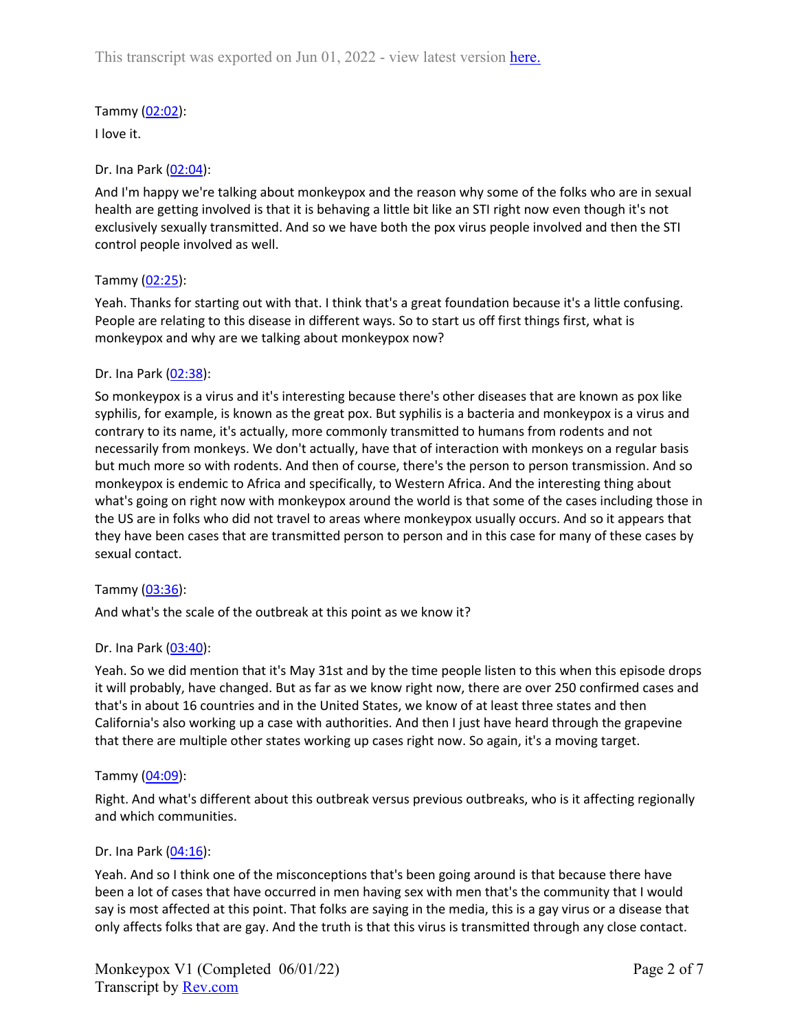Tammy ([02:02](#)):

I love it.

Dr. Ina Park ([02:04](#)):

And I'm happy we're talking about monkeypox and the reason why some of the folks who are in sexual health are getting involved is that it is behaving a little bit like an STI right now even though it's not exclusively sexually transmitted. And so we have both the pox virus people involved and then the STI control people involved as well.

Tammy ([02:25](#)):

Yeah. Thanks for starting out with that. I think that's a great foundation because it's a little confusing. People are relating to this disease in different ways. So to start us off first things first, what is monkeypox and why are we talking about monkeypox now?

Dr. Ina Park ([02:38](#)):

So monkeypox is a virus and it's interesting because there's other diseases that are known as pox like syphilis, for example, is known as the great pox. But syphilis is a bacteria and monkeypox is a virus and contrary to its name, it's actually, more commonly transmitted to humans from rodents and not necessarily from monkeys. We don't actually, have that of interaction with monkeys on a regular basis but much more so with rodents. And then of course, there's the person to person transmission. And so monkeypox is endemic to Africa and specifically, to Western Africa. And the interesting thing about what's going on right now with monkeypox around the world is that some of the cases including those in the US are in folks who did not travel to areas where monkeypox usually occurs. And so it appears that they have been cases that are transmitted person to person and in this case for many of these cases by sexual contact.

Tammy ([03:36](#)):

And what's the scale of the outbreak at this point as we know it?

Dr. Ina Park ([03:40](#)):

Yeah. So we did mention that it's May 31st and by the time people listen to this when this episode drops it will probably, have changed. But as far as we know right now, there are over 250 confirmed cases and that's in about 16 countries and in the United States, we know of at least three states and then California's also working up a case with authorities. And then I just have heard through the grapevine that there are multiple other states working up cases right now. So again, it's a moving target.

Tammy ([04:09](#)):

Right. And what's different about this outbreak versus previous outbreaks, who is it affecting regionally and which communities.

Dr. Ina Park ([04:16](#)):

Yeah. And so I think one of the misconceptions that's been going around is that because there have been a lot of cases that have occurred in men having sex with men that's the community that I would say is most affected at this point. That folks are saying in the media, this is a gay virus or a disease that only affects folks that are gay. And the truth is that this virus is transmitted through any close contact.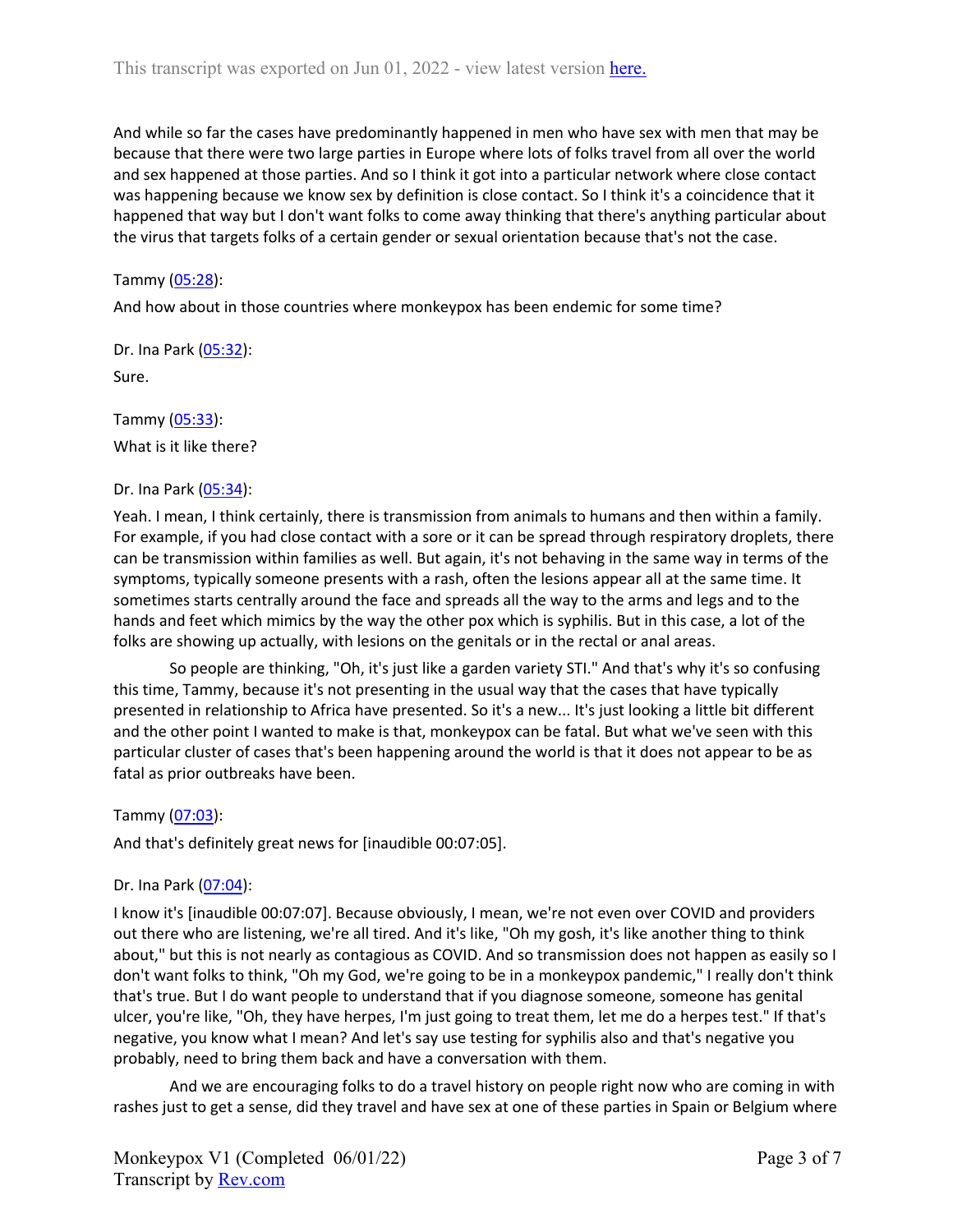And while so far the cases have predominantly happened in men who have sex with men that may be because that there were two large parties in Europe where lots of folks travel from all over the world and sex happened at those parties. And so I think it got into a particular network where close contact was happening because we know sex by definition is close contact. So I think it's a coincidence that it happened that way but I don't want folks to come away thinking that there's anything particular about the virus that targets folks of a certain gender or sexual orientation because that's not the case.

Tammy (05:28):

And how about in those countries where monkeypox has been endemic for some time?

Dr. Ina Park (05:32):

Sure.

Tammy (05:33):

What is it like there?

Dr. Ina Park (05:34):

Yeah. I mean, I think certainly, there is transmission from animals to humans and then within a family. For example, if you had close contact with a sore or it can be spread through respiratory droplets, there can be transmission within families as well. But again, it's not behaving in the same way in terms of the symptoms, typically someone presents with a rash, often the lesions appear all at the same time. It sometimes starts centrally around the face and spreads all the way to the arms and legs and to the hands and feet which mimics by the way the other pox which is syphilis. But in this case, a lot of the folks are showing up actually, with lesions on the genitals or in the rectal or anal areas.

So people are thinking, "Oh, it's just like a garden variety STI." And that's why it's so confusing this time, Tammy, because it's not presenting in the usual way that the cases that have typically presented in relationship to Africa have presented. So it's a new... It's just looking a little bit different and the other point I wanted to make is that, monkeypox can be fatal. But what we've seen with this particular cluster of cases that's been happening around the world is that it does not appear to be as fatal as prior outbreaks have been.

Tammy (07:03):

And that's definitely great news for [inaudible 00:07:05].

Dr. Ina Park (07:04):

I know it's [inaudible 00:07:07]. Because obviously, I mean, we're not even over COVID and providers out there who are listening, we're all tired. And it's like, "Oh my gosh, it's like another thing to think about," but this is not nearly as contagious as COVID. And so transmission does not happen as easily so I don't want folks to think, "Oh my God, we're going to be in a monkeypox pandemic," I really don't think that's true. But I do want people to understand that if you diagnose someone, someone has genital ulcer, you're like, "Oh, they have herpes, I'm just going to treat them, let me do a herpes test." If that's negative, you know what I mean? And let's say use testing for syphilis also and that's negative you probably, need to bring them back and have a conversation with them.

And we are encouraging folks to do a travel history on people right now who are coming in with rashes just to get a sense, did they travel and have sex at one of these parties in Spain or Belgium where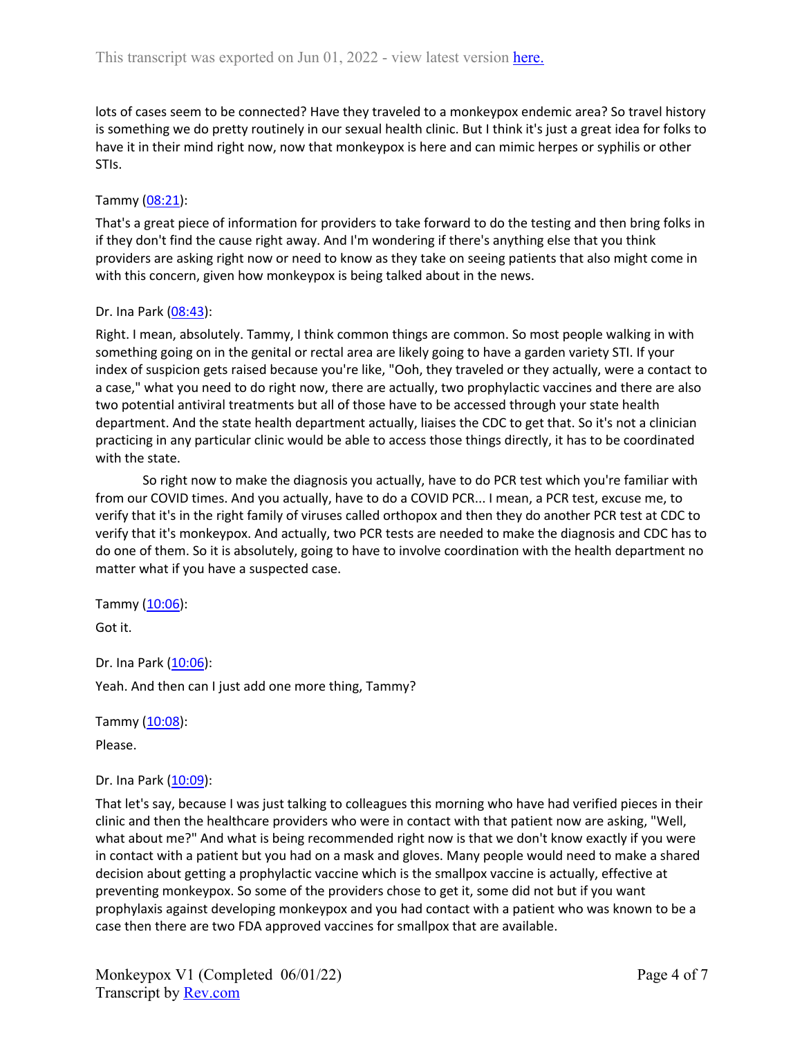lots of cases seem to be connected? Have they traveled to a monkeypox endemic area? So travel history is something we do pretty routinely in our sexual health clinic. But I think it's just a great idea for folks to have it in their mind right now, now that monkeypox is here and can mimic herpes or syphilis or other STIs.

Tammy ([08:21](#)):

That's a great piece of information for providers to take forward to do the testing and then bring folks in if they don't find the cause right away. And I'm wondering if there's anything else that you think providers are asking right now or need to know as they take on seeing patients that also might come in with this concern, given how monkeypox is being talked about in the news.

Dr. Ina Park ([08:43](#)):

Right. I mean, absolutely. Tammy, I think common things are common. So most people walking in with something going on in the genital or rectal area are likely going to have a garden variety STI. If your index of suspicion gets raised because you're like, "Ooh, they traveled or they actually, were a contact to a case," what you need to do right now, there are actually, two prophylactic vaccines and there are also two potential antiviral treatments but all of those have to be accessed through your state health department. And the state health department actually, liaises the CDC to get that. So it's not a clinician practicing in any particular clinic would be able to access those things directly, it has to be coordinated with the state.

So right now to make the diagnosis you actually, have to do PCR test which you're familiar with from our COVID times. And you actually, have to do a COVID PCR... I mean, a PCR test, excuse me, to verify that it's in the right family of viruses called orthopox and then they do another PCR test at CDC to verify that it's monkeypox. And actually, two PCR tests are needed to make the diagnosis and CDC has to do one of them. So it is absolutely, going to have to involve coordination with the health department no matter what if you have a suspected case.

Tammy ([10:06](#)):

Got it.

Dr. Ina Park ([10:06](#)):

Yeah. And then can I just add one more thing, Tammy?

Tammy ([10:08](#)):

Please.

Dr. Ina Park ([10:09](#)):

That let's say, because I was just talking to colleagues this morning who have had verified pieces in their clinic and then the healthcare providers who were in contact with that patient now are asking, "Well, what about me?" And what is being recommended right now is that we don't know exactly if you were in contact with a patient but you had on a mask and gloves. Many people would need to make a shared decision about getting a prophylactic vaccine which is the smallpox vaccine is actually, effective at preventing monkeypox. So some of the providers chose to get it, some did not but if you want prophylaxis against developing monkeypox and you had contact with a patient who was known to be a case then there are two FDA approved vaccines for smallpox that are available.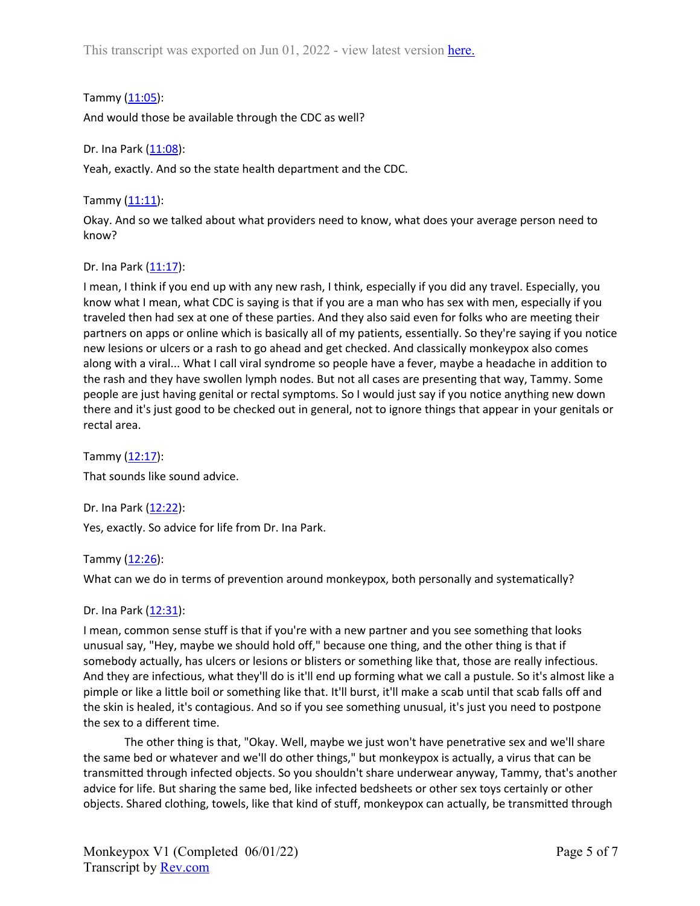Tammy ([11:05](#)):

And would those be available through the CDC as well?

Dr. Ina Park ([11:08](#)):

Yeah, exactly. And so the state health department and the CDC.

Tammy ([11:11](#)):

Okay. And so we talked about what providers need to know, what does your average person need to know?

Dr. Ina Park ([11:17](#)):

I mean, I think if you end up with any new rash, I think, especially if you did any travel. Especially, you know what I mean, what CDC is saying is that if you are a man who has sex with men, especially if you traveled then had sex at one of these parties. And they also said even for folks who are meeting their partners on apps or online which is basically all of my patients, essentially. So they're saying if you notice new lesions or ulcers or a rash to go ahead and get checked. And classically monkeypox also comes along with a viral... What I call viral syndrome so people have a fever, maybe a headache in addition to the rash and they have swollen lymph nodes. But not all cases are presenting that way, Tammy. Some people are just having genital or rectal symptoms. So I would just say if you notice anything new down there and it's just good to be checked out in general, not to ignore things that appear in your genitals or rectal area.

Tammy ([12:17](#)):

That sounds like sound advice.

Dr. Ina Park ([12:22](#)):

Yes, exactly. So advice for life from Dr. Ina Park.

Tammy ([12:26](#)):

What can we do in terms of prevention around monkeypox, both personally and systematically?

Dr. Ina Park ([12:31](#)):

I mean, common sense stuff is that if you're with a new partner and you see something that looks unusual say, "Hey, maybe we should hold off," because one thing, and the other thing is that if somebody actually, has ulcers or lesions or blisters or something like that, those are really infectious. And they are infectious, what they'll do is it'll end up forming what we call a pustule. So it's almost like a pimple or like a little boil or something like that. It'll burst, it'll make a scab until that scab falls off and the skin is healed, it's contagious. And so if you see something unusual, it's just you need to postpone the sex to a different time.

The other thing is that, "Okay. Well, maybe we just won't have penetrative sex and we'll share the same bed or whatever and we'll do other things," but monkeypox is actually, a virus that can be transmitted through infected objects. So you shouldn't share underwear anyway, Tammy, that's another advice for life. But sharing the same bed, like infected bedsheets or other sex toys certainly or other objects. Shared clothing, towels, like that kind of stuff, monkeypox can actually, be transmitted through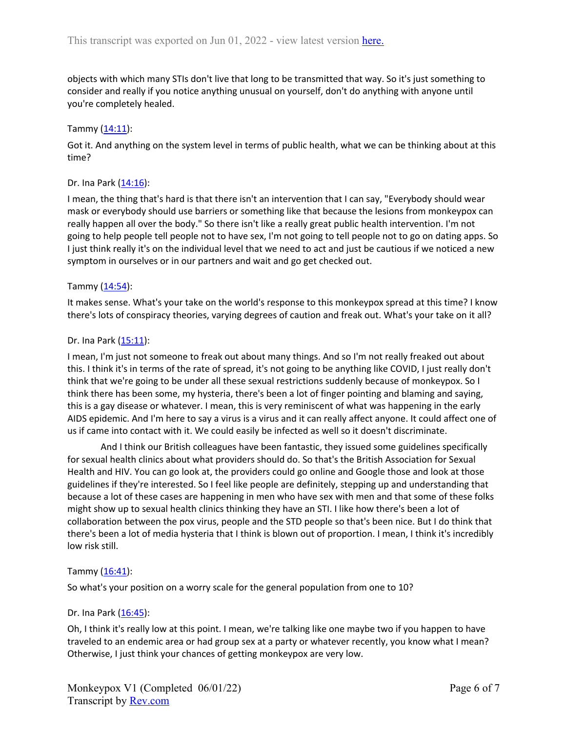objects with which many STIs don't live that long to be transmitted that way. So it's just something to consider and really if you notice anything unusual on yourself, don't do anything with anyone until you're completely healed.

Tammy ([14:11](#)):

Got it. And anything on the system level in terms of public health, what we can be thinking about at this time?

Dr. Ina Park ([14:16](#)):

I mean, the thing that's hard is that there isn't an intervention that I can say, "Everybody should wear mask or everybody should use barriers or something like that because the lesions from monkeypox can really happen all over the body." So there isn't like a really great public health intervention. I'm not going to help people tell people not to have sex, I'm not going to tell people not to go on dating apps. So I just think really it's on the individual level that we need to act and just be cautious if we noticed a new symptom in ourselves or in our partners and wait and go get checked out.

Tammy ([14:54](#)):

It makes sense. What's your take on the world's response to this monkeypox spread at this time? I know there's lots of conspiracy theories, varying degrees of caution and freak out. What's your take on it all?

Dr. Ina Park ([15:11](#)):

I mean, I'm just not someone to freak out about many things. And so I'm not really freaked out about this. I think it's in terms of the rate of spread, it's not going to be anything like COVID, I just really don't think that we're going to be under all these sexual restrictions suddenly because of monkeypox. So I think there has been some, my hysteria, there's been a lot of finger pointing and blaming and saying, this is a gay disease or whatever. I mean, this is very reminiscent of what was happening in the early AIDS epidemic. And I'm here to say a virus is a virus and it can really affect anyone. It could affect one of us if came into contact with it. We could easily be infected as well so it doesn't discriminate.

And I think our British colleagues have been fantastic, they issued some guidelines specifically for sexual health clinics about what providers should do. So that's the British Association for Sexual Health and HIV. You can go look at, the providers could go online and Google those and look at those guidelines if they're interested. So I feel like people are definitely, stepping up and understanding that because a lot of these cases are happening in men who have sex with men and that some of these folks might show up to sexual health clinics thinking they have an STI. I like how there's been a lot of collaboration between the pox virus, people and the STD people so that's been nice. But I do think that there's been a lot of media hysteria that I think is blown out of proportion. I mean, I think it's incredibly low risk still.

Tammy ([16:41](#)):

So what's your position on a worry scale for the general population from one to 10?

Dr. Ina Park ([16:45](#)):

Oh, I think it's really low at this point. I mean, we're talking like one maybe two if you happen to have traveled to an endemic area or had group sex at a party or whatever recently, you know what I mean? Otherwise, I just think your chances of getting monkeypox are very low.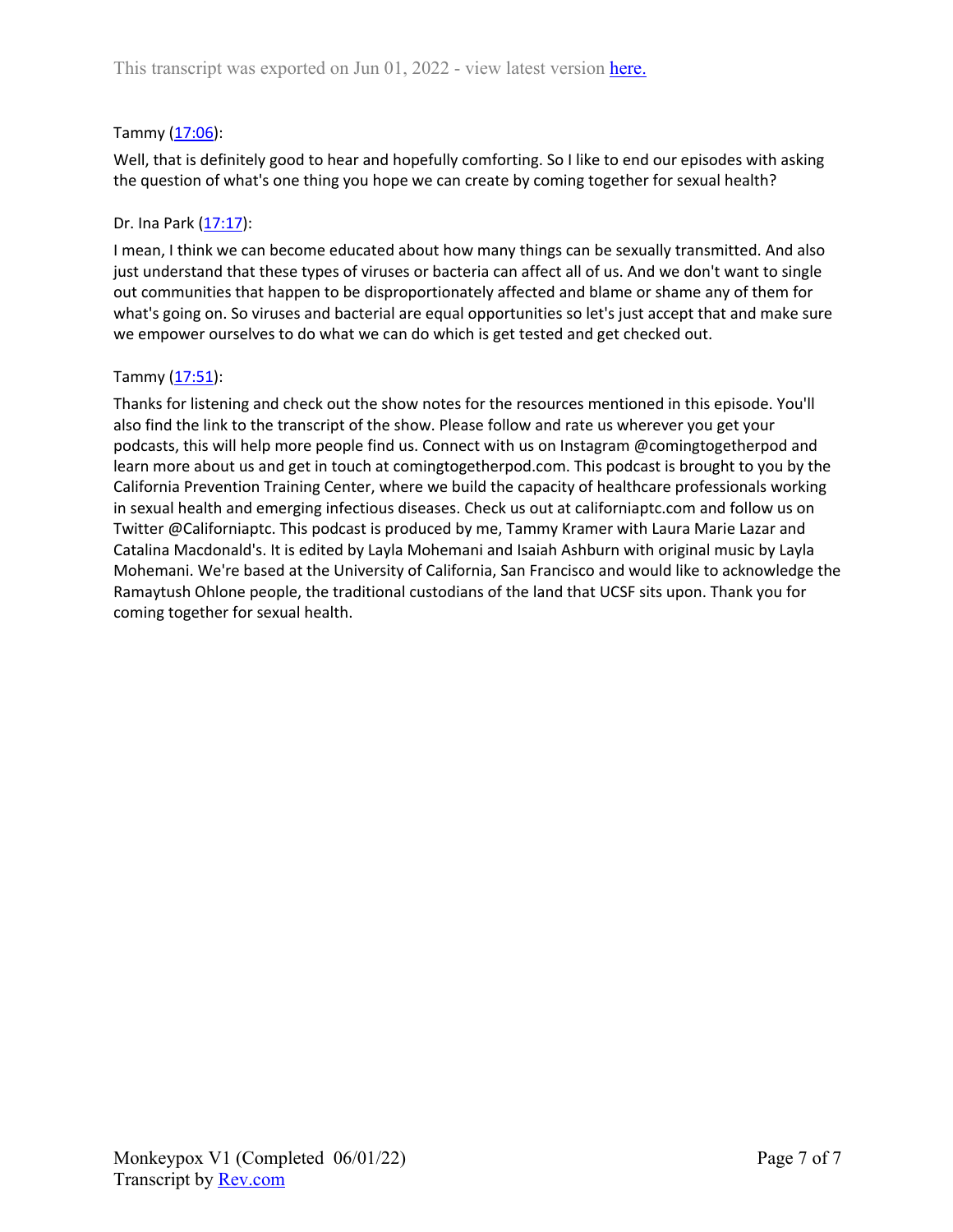Tammy ([17:06](#)):

Well, that is definitely good to hear and hopefully comforting. So I like to end our episodes with asking the question of what's one thing you hope we can create by coming together for sexual health?

Dr. Ina Park ([17:17](#)):

I mean, I think we can become educated about how many things can be sexually transmitted. And also just understand that these types of viruses or bacteria can affect all of us. And we don't want to single out communities that happen to be disproportionately affected and blame or shame any of them for what's going on. So viruses and bacterial are equal opportunities so let's just accept that and make sure we empower ourselves to do what we can do which is get tested and get checked out.

Tammy ([17:51](#)):

Thanks for listening and check out the show notes for the resources mentioned in this episode. You'll also find the link to the transcript of the show. Please follow and rate us wherever you get your podcasts, this will help more people find us. Connect with us on Instagram @comingtogetherpod and learn more about us and get in touch at comingtogetherpod.com. This podcast is brought to you by the California Prevention Training Center, where we build the capacity of healthcare professionals working in sexual health and emerging infectious diseases. Check us out at californiaptc.com and follow us on Twitter @Californiaptc. This podcast is produced by me, Tammy Kramer with Laura Marie Lazar and Catalina Macdonald's. It is edited by Layla Mohemani and Isaiah Ashburn with original music by Layla Mohemani. We're based at the University of California, San Francisco and would like to acknowledge the Ramaytush Ohlone people, the traditional custodians of the land that UCSF sits upon. Thank you for coming together for sexual health.